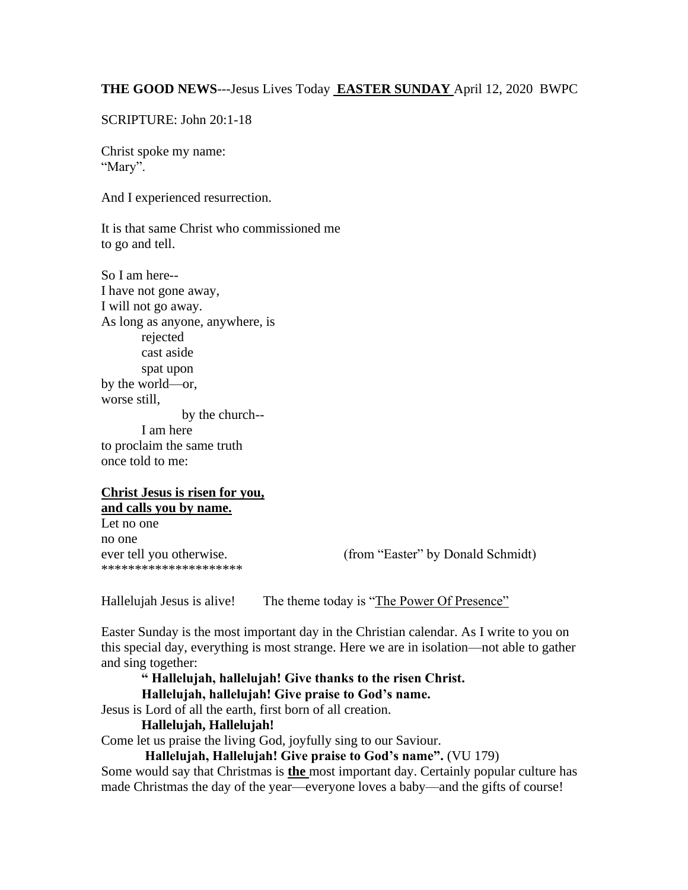**THE GOOD NEWS**---Jesus Lives Today **<u>EASTER SUNDAY</u>** April 12, 2020 BWPC

SCRIPTURE: John 20:1-18

Christ spoke my name:  
"Mary".

And I experienced resurrection.

It is that same Christ who commissioned me  
to go and tell.

So I am here--  
I have not gone away,  
I will not go away.  
As long as anyone, anywhere, is  
  rejected  
  cast aside  
  spat upon  
by the world—or,  
worse still,  
    by the church--  
  I am here  
to proclaim the same truth  
once told to me:

**<u>Christ Jesus is risen for you,</u>**  
**<u>and calls you by name.</u>**  
Let no one  
no one  
ever tell you otherwise. (from "Easter" by Donald Schmidt)  
*********************

Hallelujah Jesus is alive! The theme today is "<u>The Power Of Presence"</u>

Easter Sunday is the most important day in the Christian calendar. As I write to you on this special day, everything is most strange. Here we are in isolation—not able to gather and sing together:

> **" Hallelujah, hallelujah! Give thanks to the risen Christ.**  
> **Hallelujah, hallelujah! Give praise to God's name.**  
> Jesus is Lord of all the earth, first born of all creation.  
> **Hallelujah, Hallelujah!**  
> Come let us praise the living God, joyfully sing to our Saviour.  
> **Hallelujah, Hallelujah! Give praise to God's name".** (VU 179)

Some would say that Christmas is **<u>the</u>** most important day. Certainly popular culture has made Christmas the day of the year—everyone loves a baby—and the gifts of course!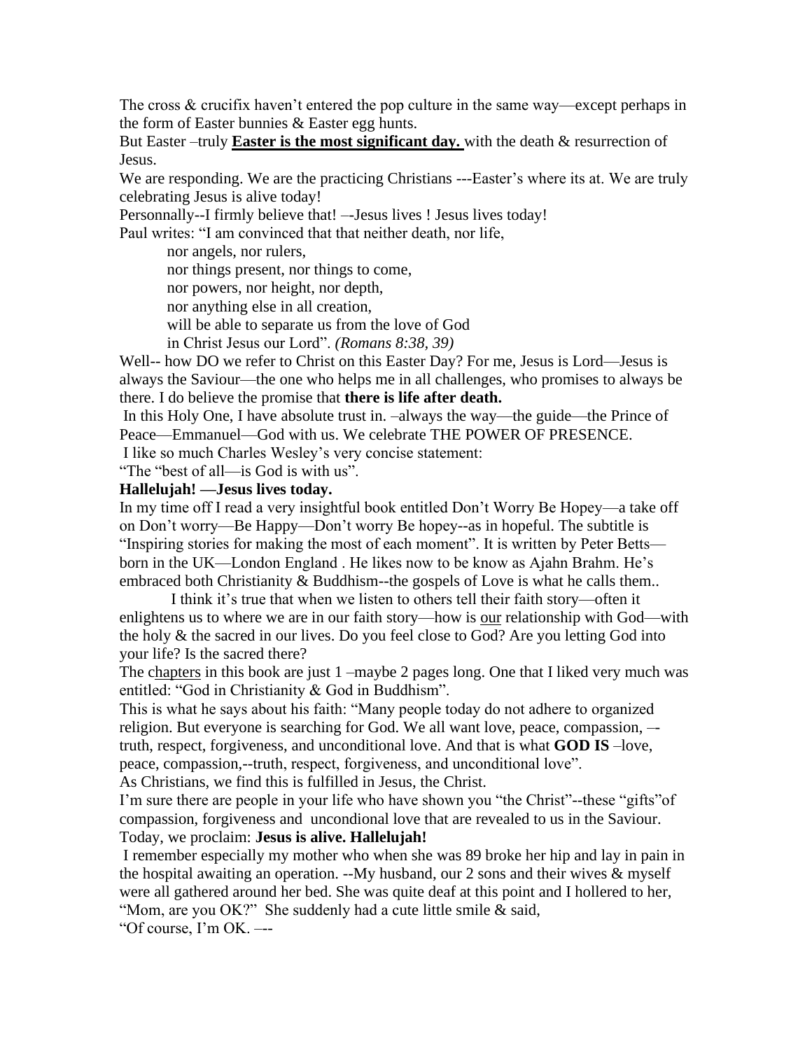The cross & crucifix haven't entered the pop culture in the same way—except perhaps in the form of Easter bunnies & Easter egg hunts.

But Easter –truly **Easter is the most significant day.** with the death & resurrection of Jesus.

We are responding. We are the practicing Christians ---Easter's where its at. We are truly celebrating Jesus is alive today!

Personnally--I firmly believe that! –-Jesus lives ! Jesus lives today!

Paul writes: "I am convinced that that neither death, nor life,
  nor angels, nor rulers,
  nor things present, nor things to come,
  nor powers, nor height, nor depth,
  nor anything else in all creation,
  will be able to separate us from the love of God
  in Christ Jesus our Lord". *(Romans 8:38, 39)*

Well-- how DO we refer to Christ on this Easter Day? For me, Jesus is Lord—Jesus is always the Saviour—the one who helps me in all challenges, who promises to always be there. I do believe the promise that **there is life after death.**

In this Holy One, I have absolute trust in. –always the way—the guide—the Prince of Peace—Emmanuel—God with us. We celebrate THE POWER OF PRESENCE.

I like so much Charles Wesley's very concise statement:

"The "best of all—is God is with us".

**Hallelujah! —Jesus lives today.**

In my time off I read a very insightful book entitled Don't Worry Be Hopey—a take off on Don't worry—Be Happy—Don't worry Be hopey--as in hopeful. The subtitle is "Inspiring stories for making the most of each moment". It is written by Peter Betts—born in the UK—London England . He likes now to be know as Ajahn Brahm. He's embraced both Christianity & Buddhism--the gospels of Love is what he calls them..

I think it's true that when we listen to others tell their faith story—often it enlightens us to where we are in our faith story—how is our relationship with God—with the holy & the sacred in our lives. Do you feel close to God? Are you letting God into your life? Is the sacred there?

The chapters in this book are just 1 –maybe 2 pages long. One that I liked very much was entitled: "God in Christianity & God in Buddhism".

This is what he says about his faith: "Many people today do not adhere to organized religion. But everyone is searching for God. We all want love, peace, compassion, –-truth, respect, forgiveness, and unconditional love. And that is what **GOD IS** –love, peace, compassion,--truth, respect, forgiveness, and unconditional love".

As Christians, we find this is fulfilled in Jesus, the Christ.

I'm sure there are people in your life who have shown you "the Christ"--these "gifts"of compassion, forgiveness and uncondional love that are revealed to us in the Saviour.

Today, we proclaim: **Jesus is alive. Hallelujah!**

I remember especially my mother who when she was 89 broke her hip and lay in pain in the hospital awaiting an operation. --My husband, our 2 sons and their wives & myself were all gathered around her bed. She was quite deaf at this point and I hollered to her, "Mom, are you OK?" She suddenly had a cute little smile & said,

"Of course, I'm OK. –--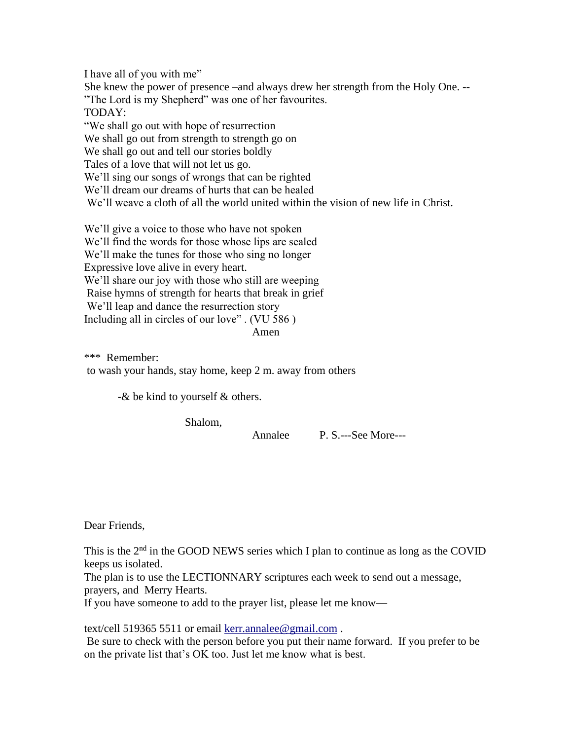I have all of you with me"
She knew the power of presence –and always drew her strength from the Holy One. --
"The Lord is my Shepherd" was one of her favourites.
TODAY:
"We shall go out with hope of resurrection
We shall go out from strength to strength go on
We shall go out and tell our stories boldly
Tales of a love that will not let us go.
We'll sing our songs of wrongs that can be righted
We'll dream our dreams of hurts that can be healed
We'll weave a cloth of all the world united within the vision of new life in Christ.

We'll give a voice to those who have not spoken
We'll find the words for those whose lips are sealed
We'll make the tunes for those who sing no longer
Expressive love alive in every heart.
We'll share our joy with those who still are weeping
Raise hymns of strength for hearts that break in grief
We'll leap and dance the resurrection story
Including all in circles of our love" . (VU 586 )
Amen

***  Remember:
to wash your hands, stay home, keep 2 m. away from others

-& be kind to yourself & others.

Shalom,
Annalee          P. S.---See More---

Dear Friends,

This is the 2nd in the GOOD NEWS series which I plan to continue as long as the COVID keeps us isolated.
The plan is to use the LECTIONNARY scriptures each week to send out a message, prayers, and Merry Hearts.
If you have someone to add to the prayer list, please let me know—

text/cell 519365 5511 or email kerr.annalee@gmail.com .
Be sure to check with the person before you put their name forward. If you prefer to be on the private list that's OK too. Just let me know what is best.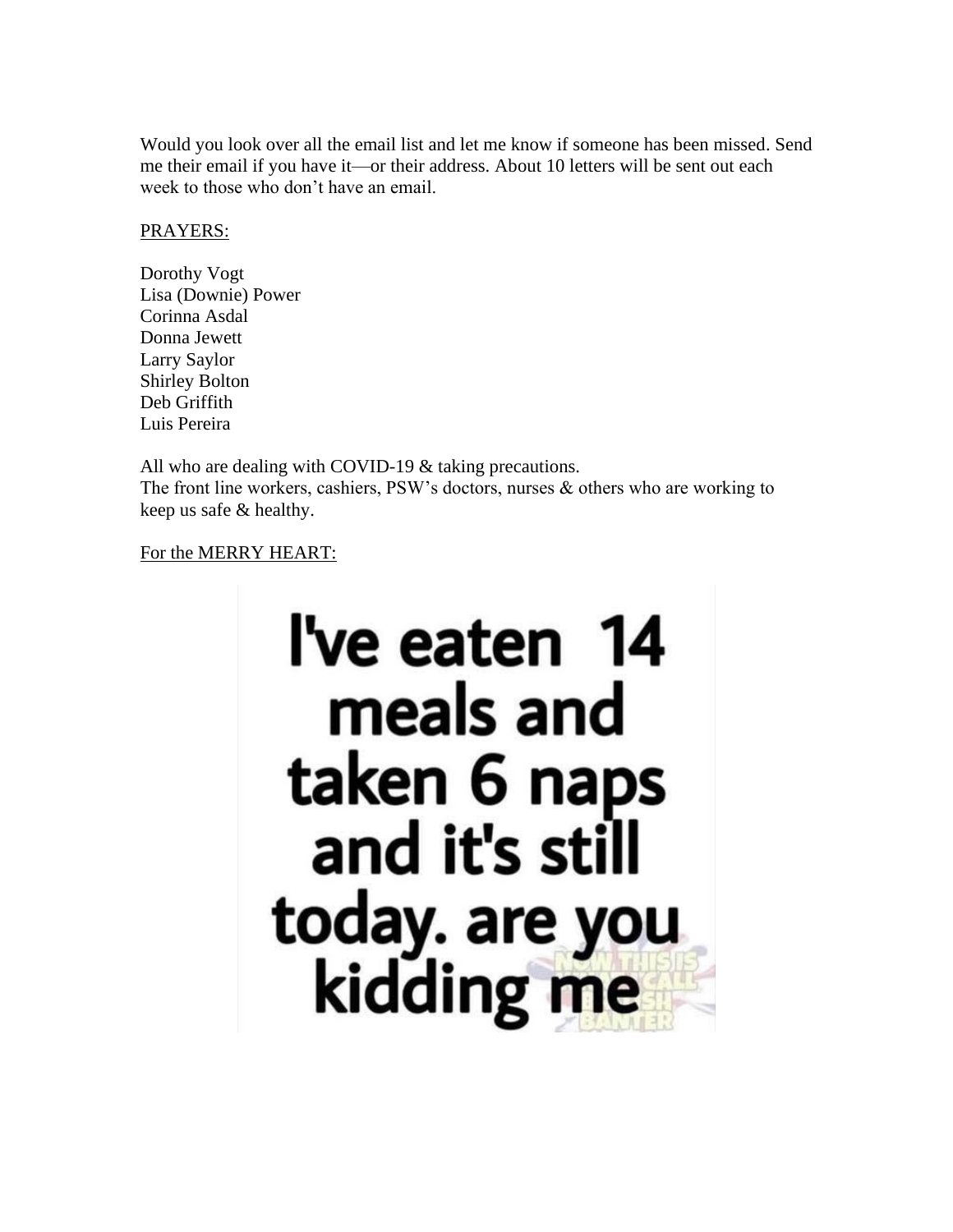Would you look over all the email list and let me know if someone has been missed. Send me their email if you have it—or their address. About 10 letters will be sent out each week to those who don't have an email.

## PRAYERS:

Dorothy Vogt
Lisa (Downie) Power
Corinna Asdal
Donna Jewett
Larry Saylor
Shirley Bolton
Deb Griffith
Luis Pereira

All who are dealing with COVID-19 & taking precautions.
The front line workers, cashiers, PSW's doctors, nurses & others who are working to keep us safe & healthy.

## For the MERRY HEART:

I've eaten 14 meals and taken 6 naps and it's still today. are you kidding me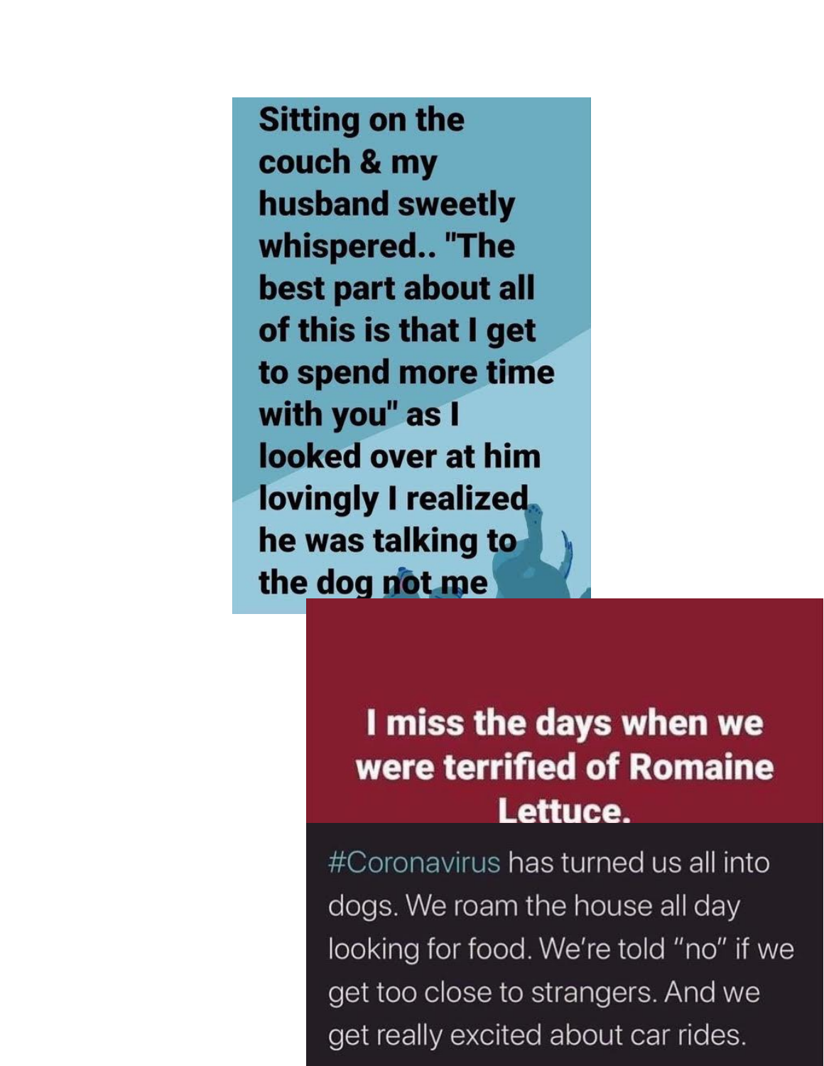Sitting on the couch & my husband sweetly whispered.. "The best part about all of this is that I get to spend more time with you" as I looked over at him lovingly I realized he was talking to the dog not me

I miss the days when we were terrified of Romaine Lettuce.

#Coronavirus has turned us all into dogs. We roam the house all day looking for food. We're told "no" if we get too close to strangers. And we get really excited about car rides.